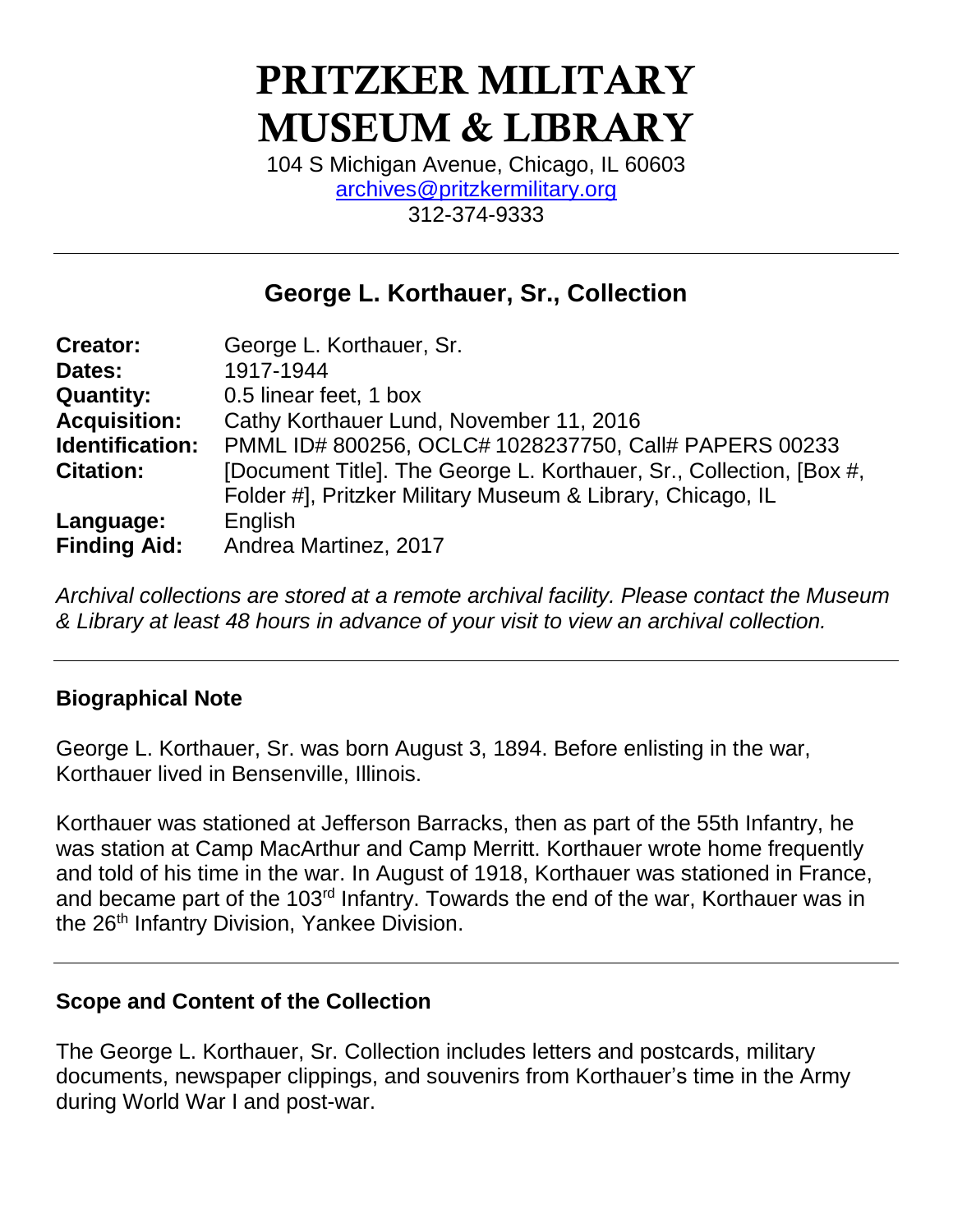# PRITZKER MILITARY MUSEUM & LIBRARY

104 S Michigan Avenue, Chicago, IL 60603
archives@pritzkermilitary.org
312-374-9333

---

## George L. Korthauer, Sr., Collection

| | |
|---|---|
| **Creator:** | George L. Korthauer, Sr. |
| **Dates:** | 1917-1944 |
| **Quantity:** | 0.5 linear feet, 1 box |
| **Acquisition:** | Cathy Korthauer Lund, November 11, 2016 |
| **Identification:** | PMML ID# 800256, OCLC# 1028237750, Call# PAPERS 00233 |
| **Citation:** | [Document Title]. The George L. Korthauer, Sr., Collection, [Box #, Folder #], Pritzker Military Museum & Library, Chicago, IL |
| **Language:** | English |
| **Finding Aid:** | Andrea Martinez, 2017 |

*Archival collections are stored at a remote archival facility. Please contact the Museum & Library at least 48 hours in advance of your visit to view an archival collection.*

---

### Biographical Note

George L. Korthauer, Sr. was born August 3, 1894. Before enlisting in the war, Korthauer lived in Bensenville, Illinois.

Korthauer was stationed at Jefferson Barracks, then as part of the 55th Infantry, he was station at Camp MacArthur and Camp Merritt. Korthauer wrote home frequently and told of his time in the war. In August of 1918, Korthauer was stationed in France, and became part of the 103rd Infantry. Towards the end of the war, Korthauer was in the 26th Infantry Division, Yankee Division.

---

### Scope and Content of the Collection

The George L. Korthauer, Sr. Collection includes letters and postcards, military documents, newspaper clippings, and souvenirs from Korthauer's time in the Army during World War I and post-war.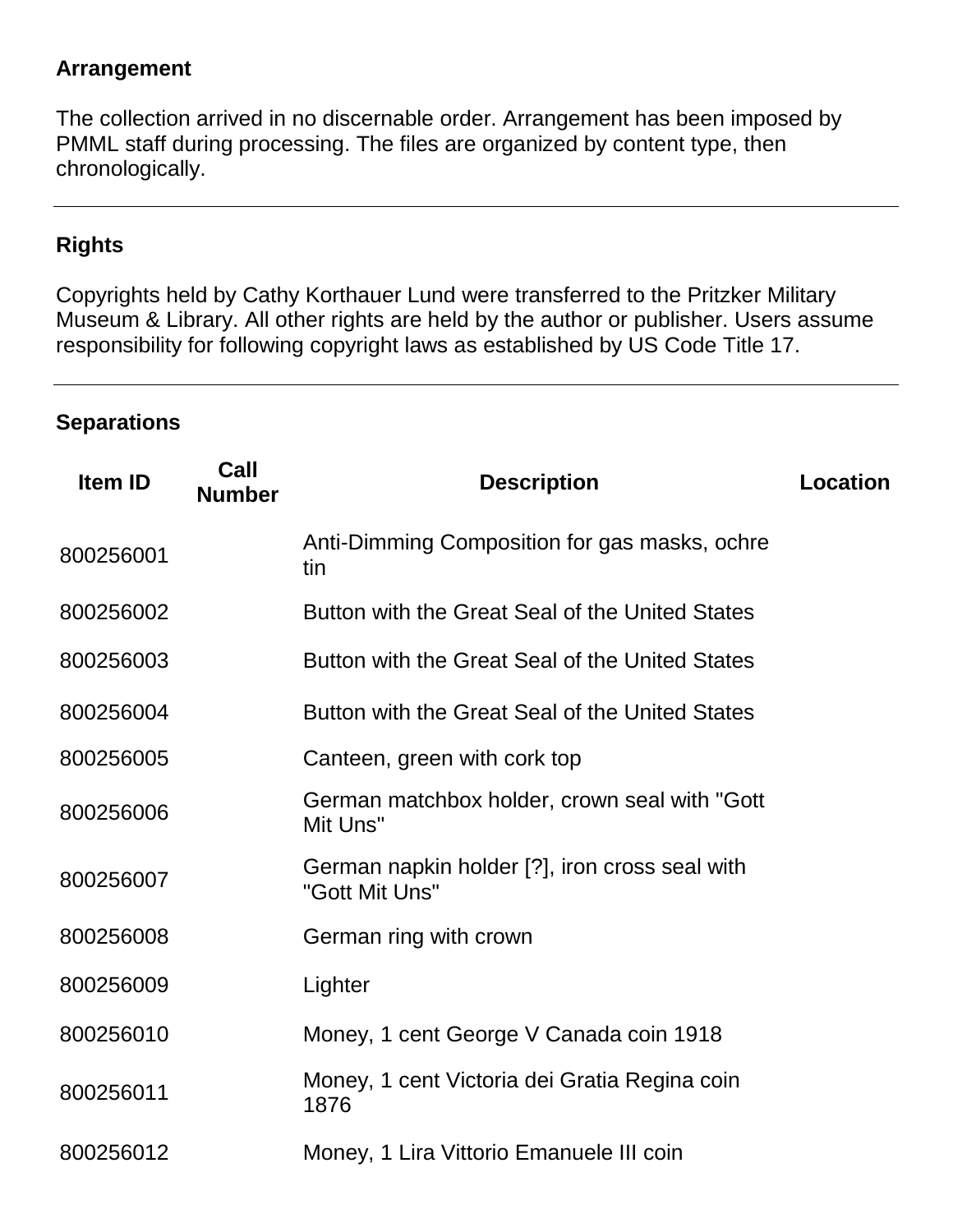## Arrangement

The collection arrived in no discernable order. Arrangement has been imposed by PMML staff during processing. The files are organized by content type, then chronologically.

---

## Rights

Copyrights held by Cathy Korthauer Lund were transferred to the Pritzker Military Museum & Library. All other rights are held by the author or publisher. Users assume responsibility for following copyright laws as established by US Code Title 17.

---

## Separations

| Item ID | Call Number | Description | Location |
|---|---|---|---|
| 800256001 | | Anti-Dimming Composition for gas masks, ochre tin | |
| 800256002 | | Button with the Great Seal of the United States | |
| 800256003 | | Button with the Great Seal of the United States | |
| 800256004 | | Button with the Great Seal of the United States | |
| 800256005 | | Canteen, green with cork top | |
| 800256006 | | German matchbox holder, crown seal with "Gott Mit Uns" | |
| 800256007 | | German napkin holder [?], iron cross seal with "Gott Mit Uns" | |
| 800256008 | | German ring with crown | |
| 800256009 | | Lighter | |
| 800256010 | | Money, 1 cent George V Canada coin 1918 | |
| 800256011 | | Money, 1 cent Victoria dei Gratia Regina coin 1876 | |
| 800256012 | | Money, 1 Lira Vittorio Emanuele III coin | |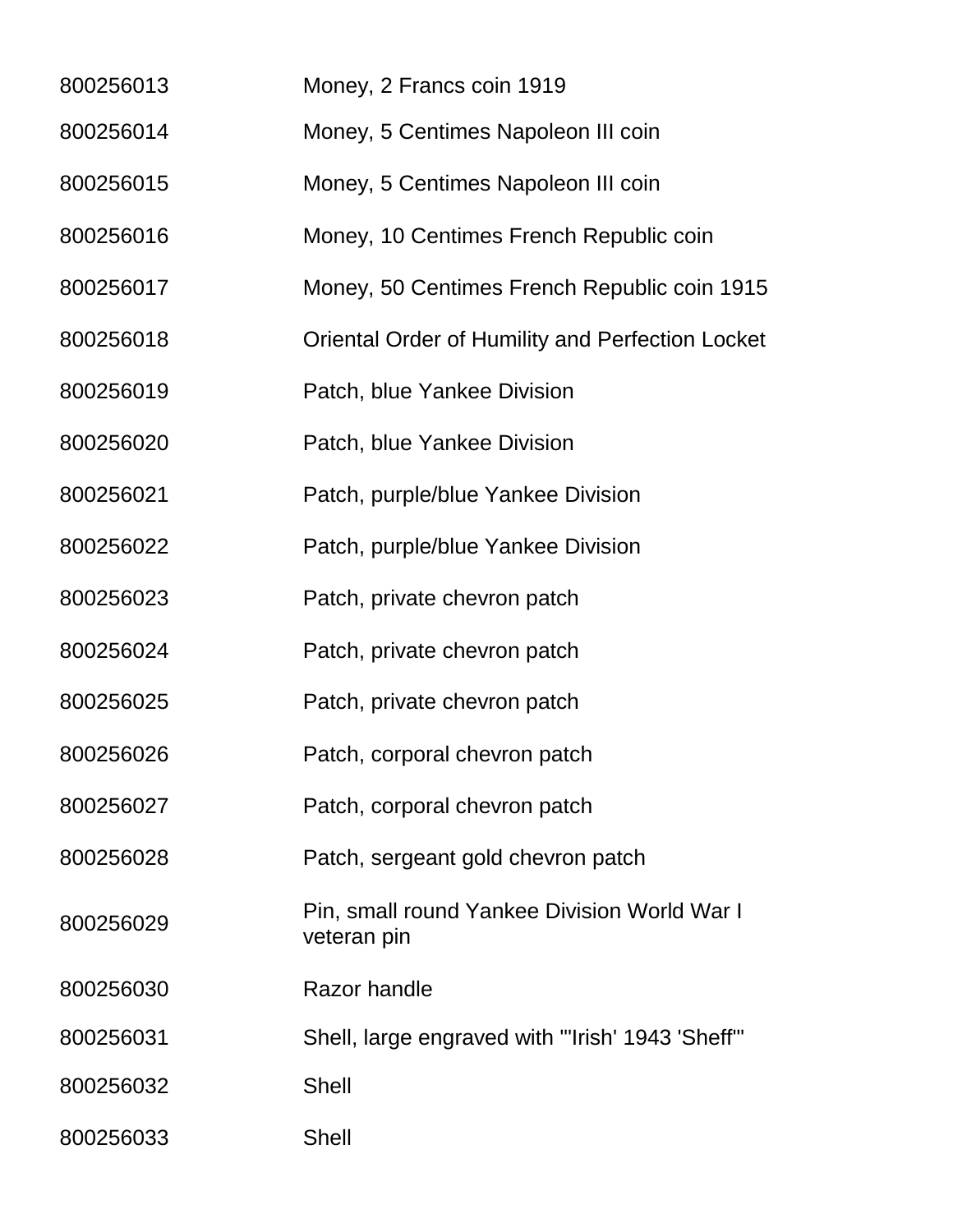| | |
|---|---|
| 800256013 | Money, 2 Francs coin 1919 |
| 800256014 | Money, 5 Centimes Napoleon III coin |
| 800256015 | Money, 5 Centimes Napoleon III coin |
| 800256016 | Money, 10 Centimes French Republic coin |
| 800256017 | Money, 50 Centimes French Republic coin 1915 |
| 800256018 | Oriental Order of Humility and Perfection Locket |
| 800256019 | Patch, blue Yankee Division |
| 800256020 | Patch, blue Yankee Division |
| 800256021 | Patch, purple/blue Yankee Division |
| 800256022 | Patch, purple/blue Yankee Division |
| 800256023 | Patch, private chevron patch |
| 800256024 | Patch, private chevron patch |
| 800256025 | Patch, private chevron patch |
| 800256026 | Patch, corporal chevron patch |
| 800256027 | Patch, corporal chevron patch |
| 800256028 | Patch, sergeant gold chevron patch |
| 800256029 | Pin, small round Yankee Division World War I veteran pin |
| 800256030 | Razor handle |
| 800256031 | Shell, large engraved with "'Irish' 1943 'Sheff'" |
| 800256032 | Shell |
| 800256033 | Shell |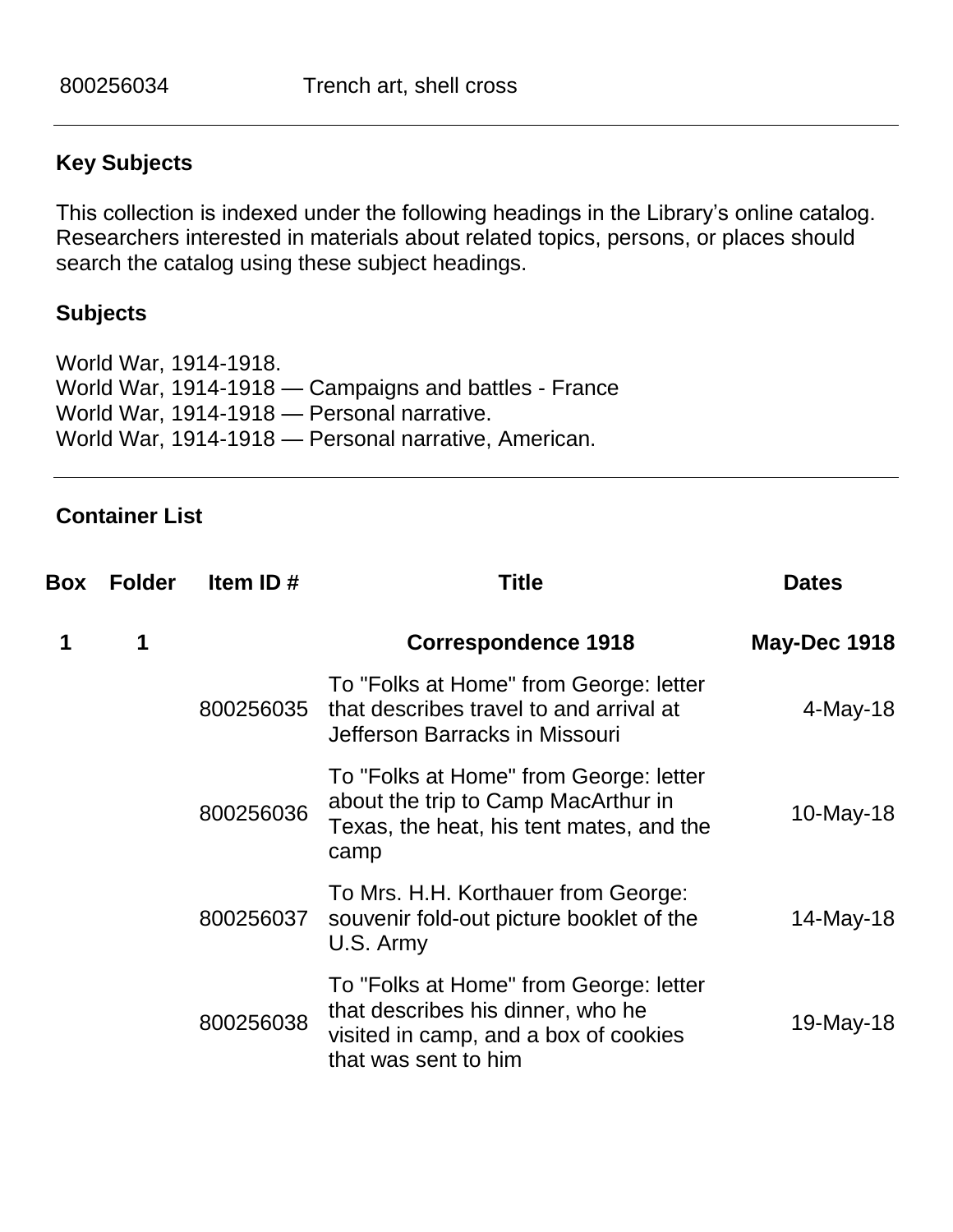| | |
|---|---|
| 800256034 | Trench art, shell cross |

---

## Key Subjects

This collection is indexed under the following headings in the Library's online catalog. Researchers interested in materials about related topics, persons, or places should search the catalog using these subject headings.

### Subjects

World War, 1914-1918.
World War, 1914-1918 — Campaigns and battles - France
World War, 1914-1918 — Personal narrative.
World War, 1914-1918 — Personal narrative, American.

---

## Container List

| Box | Folder | Item ID # | Title | Dates |
|---|---|---|---|---|
| **1** | **1** | | **Correspondence 1918** | **May-Dec 1918** |
| | | 800256035 | To "Folks at Home" from George: letter that describes travel to and arrival at Jefferson Barracks in Missouri | 4-May-18 |
| | | 800256036 | To "Folks at Home" from George: letter about the trip to Camp MacArthur in Texas, the heat, his tent mates, and the camp | 10-May-18 |
| | | 800256037 | To Mrs. H.H. Korthauer from George: souvenir fold-out picture booklet of the U.S. Army | 14-May-18 |
| | | 800256038 | To "Folks at Home" from George: letter that describes his dinner, who he visited in camp, and a box of cookies that was sent to him | 19-May-18 |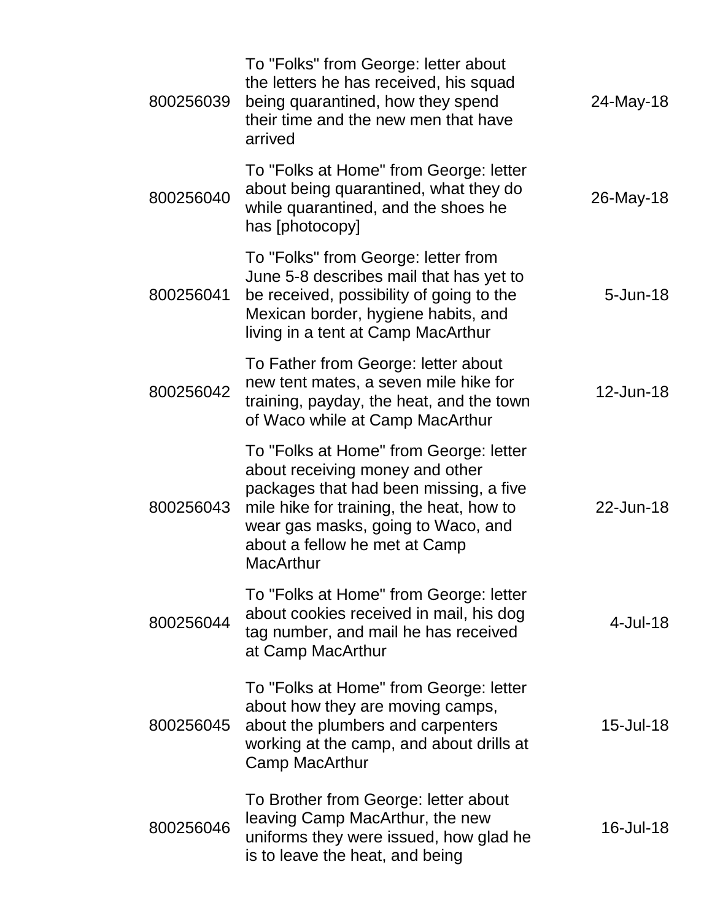| | | |
|---|---|---|
| 800256039 | To "Folks" from George: letter about the letters he has received, his squad being quarantined, how they spend their time and the new men that have arrived | 24-May-18 |
| 800256040 | To "Folks at Home" from George: letter about being quarantined, what they do while quarantined, and the shoes he has [photocopy] | 26-May-18 |
| 800256041 | To "Folks" from George: letter from June 5-8 describes mail that has yet to be received, possibility of going to the Mexican border, hygiene habits, and living in a tent at Camp MacArthur | 5-Jun-18 |
| 800256042 | To Father from George: letter about new tent mates, a seven mile hike for training, payday, the heat, and the town of Waco while at Camp MacArthur | 12-Jun-18 |
| 800256043 | To "Folks at Home" from George: letter about receiving money and other packages that had been missing, a five mile hike for training, the heat, how to wear gas masks, going to Waco, and about a fellow he met at Camp MacArthur | 22-Jun-18 |
| 800256044 | To "Folks at Home" from George: letter about cookies received in mail, his dog tag number, and mail he has received at Camp MacArthur | 4-Jul-18 |
| 800256045 | To "Folks at Home" from George: letter about how they are moving camps, about the plumbers and carpenters working at the camp, and about drills at Camp MacArthur | 15-Jul-18 |
| 800256046 | To Brother from George: letter about leaving Camp MacArthur, the new uniforms they were issued, how glad he is to leave the heat, and being | 16-Jul-18 |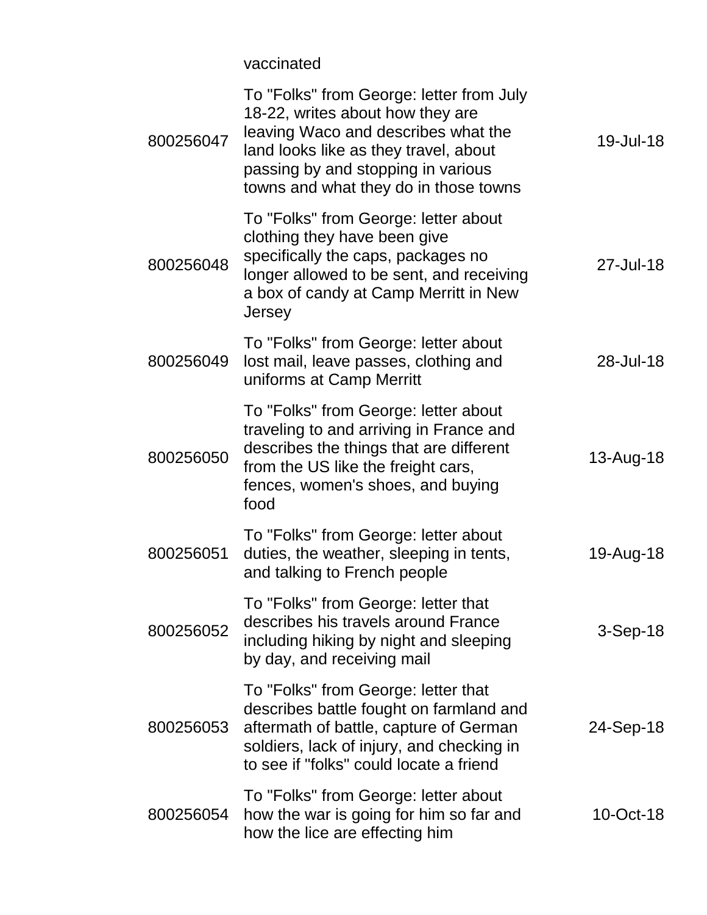| | | |
|---|---|---|
| | vaccinated | |
| 800256047 | To "Folks" from George: letter from July 18-22, writes about how they are leaving Waco and describes what the land looks like as they travel, about passing by and stopping in various towns and what they do in those towns | 19-Jul-18 |
| 800256048 | To "Folks" from George: letter about clothing they have been give specifically the caps, packages no longer allowed to be sent, and receiving a box of candy at Camp Merritt in New Jersey | 27-Jul-18 |
| 800256049 | To "Folks" from George: letter about lost mail, leave passes, clothing and uniforms at Camp Merritt | 28-Jul-18 |
| 800256050 | To "Folks" from George: letter about traveling to and arriving in France and describes the things that are different from the US like the freight cars, fences, women's shoes, and buying food | 13-Aug-18 |
| 800256051 | To "Folks" from George: letter about duties, the weather, sleeping in tents, and talking to French people | 19-Aug-18 |
| 800256052 | To "Folks" from George: letter that describes his travels around France including hiking by night and sleeping by day, and receiving mail | 3-Sep-18 |
| 800256053 | To "Folks" from George: letter that describes battle fought on farmland and aftermath of battle, capture of German soldiers, lack of injury, and checking in to see if "folks" could locate a friend | 24-Sep-18 |
| 800256054 | To "Folks" from George: letter about how the war is going for him so far and how the lice are effecting him | 10-Oct-18 |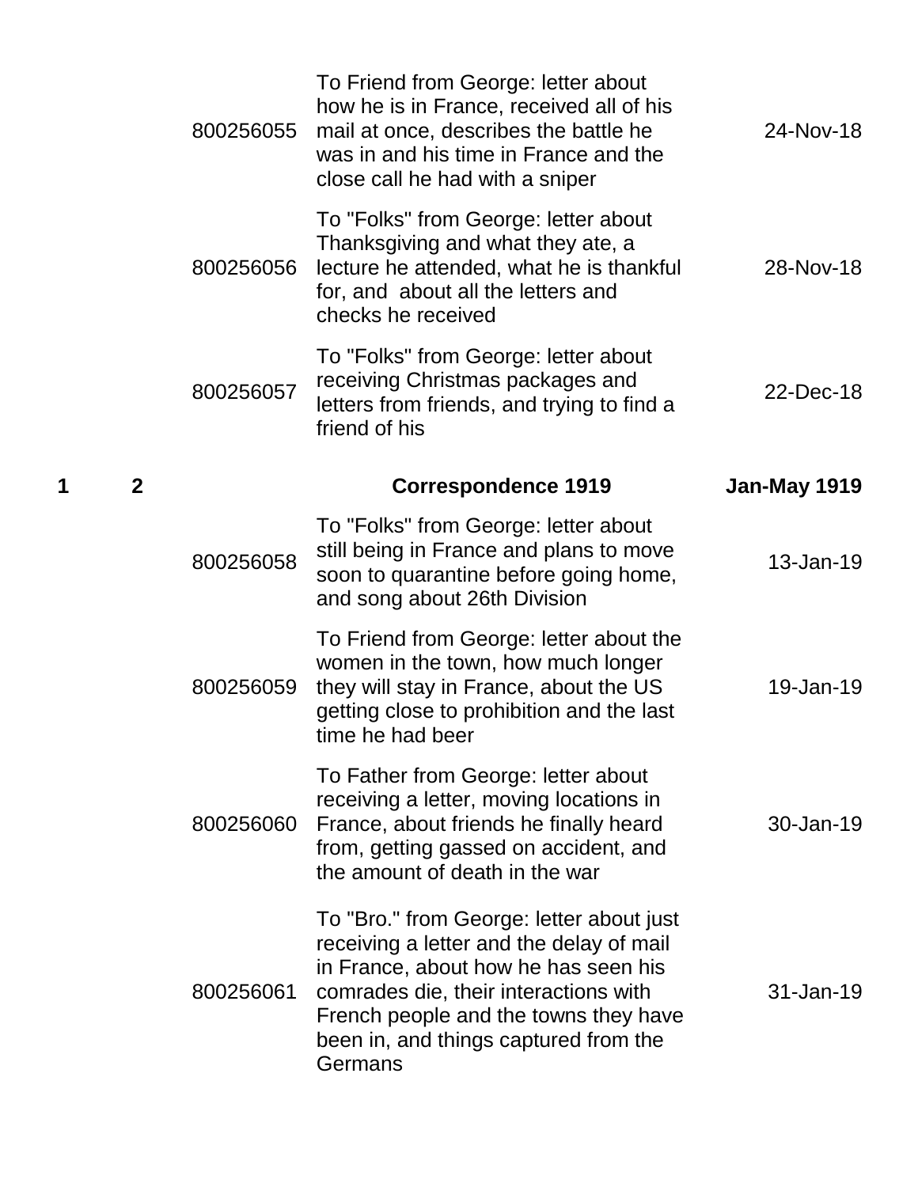| | | | | |
|---|---|---|---|---|
| | | 800256055 | To Friend from George: letter about how he is in France, received all of his mail at once, describes the battle he was in and his time in France and the close call he had with a sniper | 24-Nov-18 |
| | | 800256056 | To "Folks" from George: letter about Thanksgiving and what they ate, a lecture he attended, what he is thankful for, and about all the letters and checks he received | 28-Nov-18 |
| | | 800256057 | To "Folks" from George: letter about receiving Christmas packages and letters from friends, and trying to find a friend of his | 22-Dec-18 |
| **1** | **2** | | **Correspondence 1919** | **Jan-May 1919** |
| | | 800256058 | To "Folks" from George: letter about still being in France and plans to move soon to quarantine before going home, and song about 26th Division | 13-Jan-19 |
| | | 800256059 | To Friend from George: letter about the women in the town, how much longer they will stay in France, about the US getting close to prohibition and the last time he had beer | 19-Jan-19 |
| | | 800256060 | To Father from George: letter about receiving a letter, moving locations in France, about friends he finally heard from, getting gassed on accident, and the amount of death in the war | 30-Jan-19 |
| | | 800256061 | To "Bro." from George: letter about just receiving a letter and the delay of mail in France, about how he has seen his comrades die, their interactions with French people and the towns they have been in, and things captured from the Germans | 31-Jan-19 |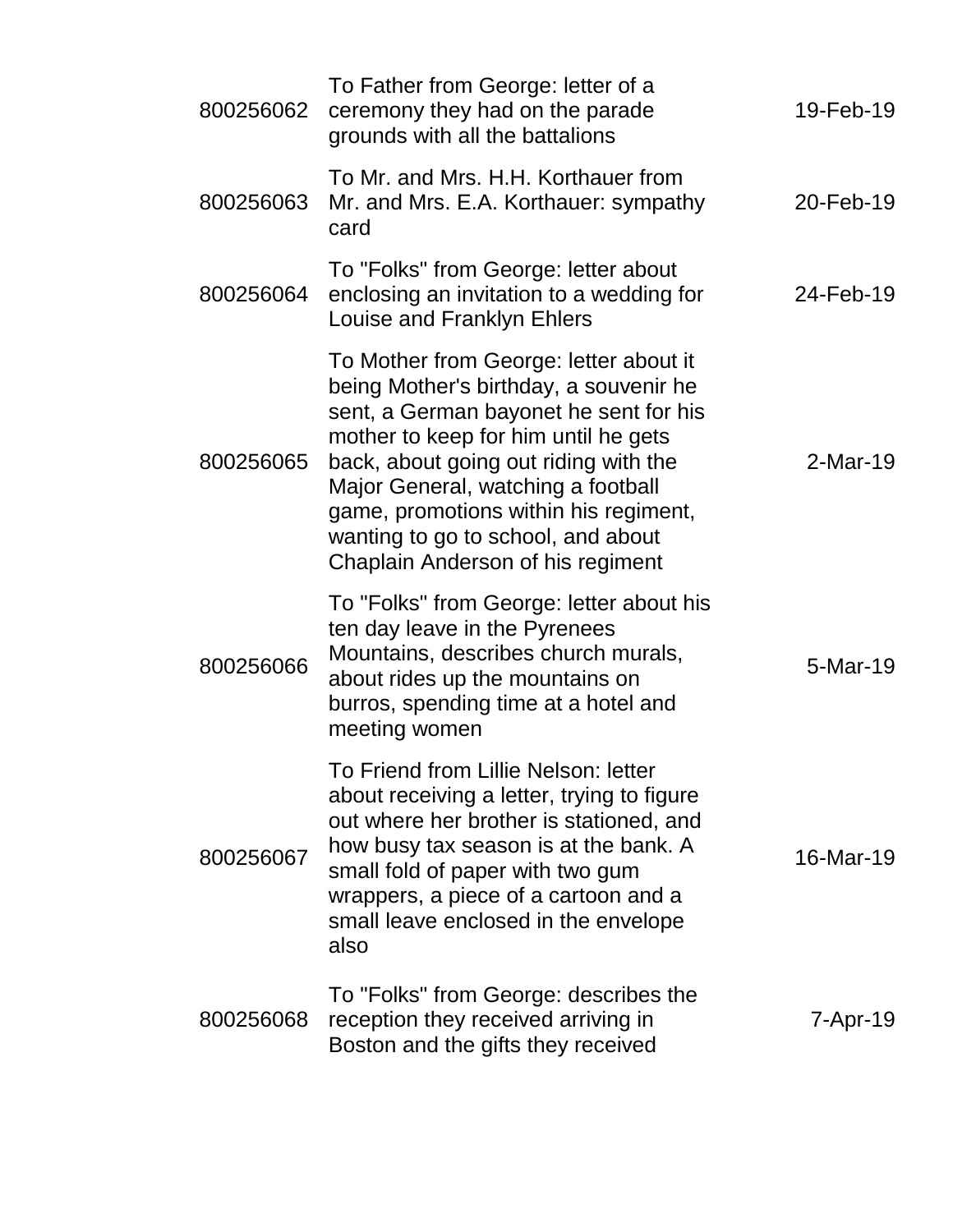| | | |
|---|---|---|
| 800256062 | To Father from George: letter of a ceremony they had on the parade grounds with all the battalions | 19-Feb-19 |
| 800256063 | To Mr. and Mrs. H.H. Korthauer from Mr. and Mrs. E.A. Korthauer: sympathy card | 20-Feb-19 |
| 800256064 | To "Folks" from George: letter about enclosing an invitation to a wedding for Louise and Franklyn Ehlers | 24-Feb-19 |
| 800256065 | To Mother from George: letter about it being Mother's birthday, a souvenir he sent, a German bayonet he sent for his mother to keep for him until he gets back, about going out riding with the Major General, watching a football game, promotions within his regiment, wanting to go to school, and about Chaplain Anderson of his regiment | 2-Mar-19 |
| 800256066 | To "Folks" from George: letter about his ten day leave in the Pyrenees Mountains, describes church murals, about rides up the mountains on burros, spending time at a hotel and meeting women | 5-Mar-19 |
| 800256067 | To Friend from Lillie Nelson: letter about receiving a letter, trying to figure out where her brother is stationed, and how busy tax season is at the bank. A small fold of paper with two gum wrappers, a piece of a cartoon and a small leave enclosed in the envelope also | 16-Mar-19 |
| 800256068 | To "Folks" from George: describes the reception they received arriving in Boston and the gifts they received | 7-Apr-19 |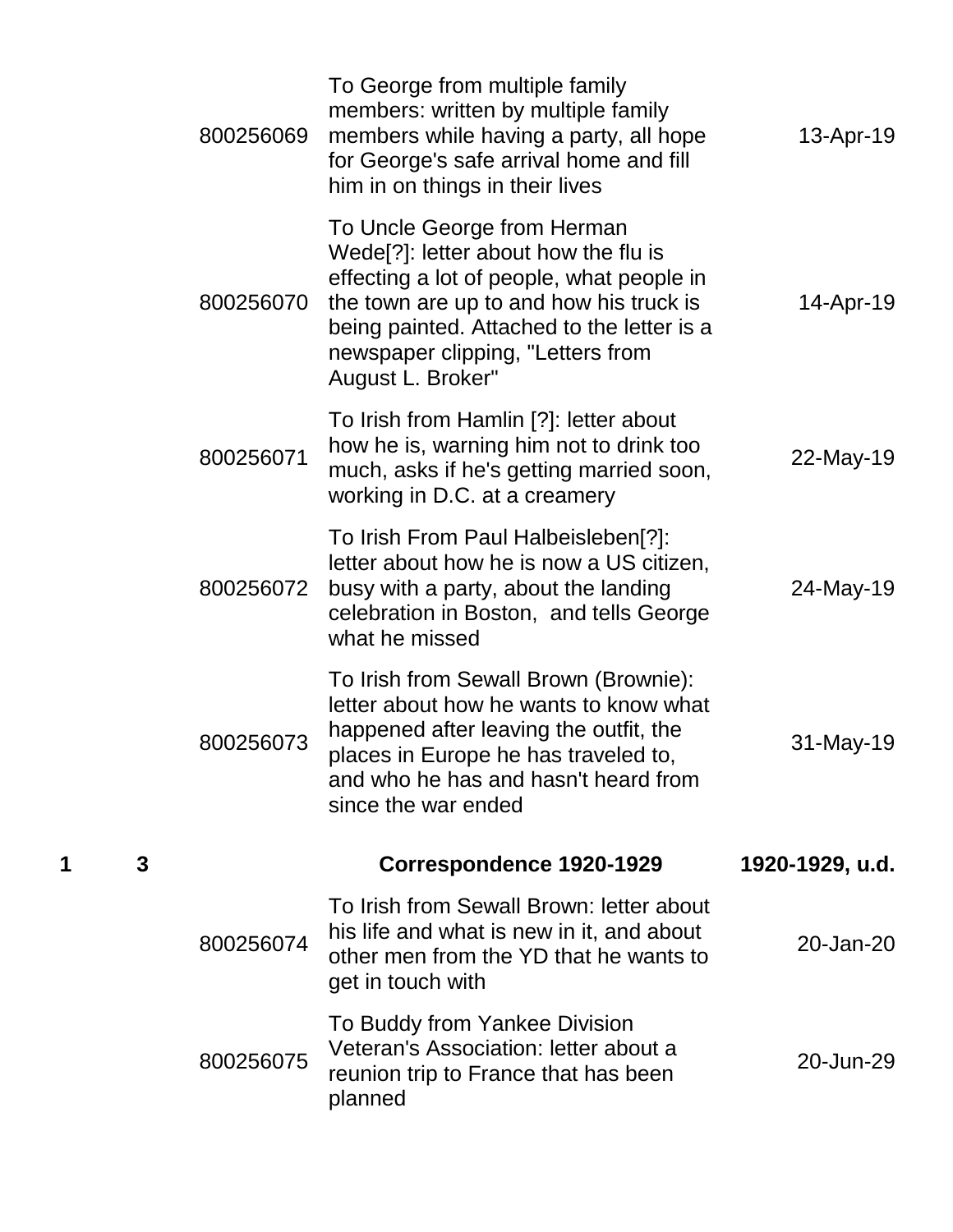| | | | | |
|---|---|---|---|---|
| | | 800256069 | To George from multiple family members: written by multiple family members while having a party, all hope for George's safe arrival home and fill him in on things in their lives | 13-Apr-19 |
| | | 800256070 | To Uncle George from Herman Wede[?]: letter about how the flu is effecting a lot of people, what people in the town are up to and how his truck is being painted. Attached to the letter is a newspaper clipping, "Letters from August L. Broker" | 14-Apr-19 |
| | | 800256071 | To Irish from Hamlin [?]: letter about how he is, warning him not to drink too much, asks if he's getting married soon, working in D.C. at a creamery | 22-May-19 |
| | | 800256072 | To Irish From Paul Halbeisleben[?]: letter about how he is now a US citizen, busy with a party, about the landing celebration in Boston, and tells George what he missed | 24-May-19 |
| | | 800256073 | To Irish from Sewall Brown (Brownie): letter about how he wants to know what happened after leaving the outfit, the places in Europe he has traveled to, and who he has and hasn't heard from since the war ended | 31-May-19 |
| **1** | **3** | | **Correspondence 1920-1929** | **1920-1929, u.d.** |
| | | 800256074 | To Irish from Sewall Brown: letter about his life and what is new in it, and about other men from the YD that he wants to get in touch with | 20-Jan-20 |
| | | 800256075 | To Buddy from Yankee Division Veteran's Association: letter about a reunion trip to France that has been planned | 20-Jun-29 |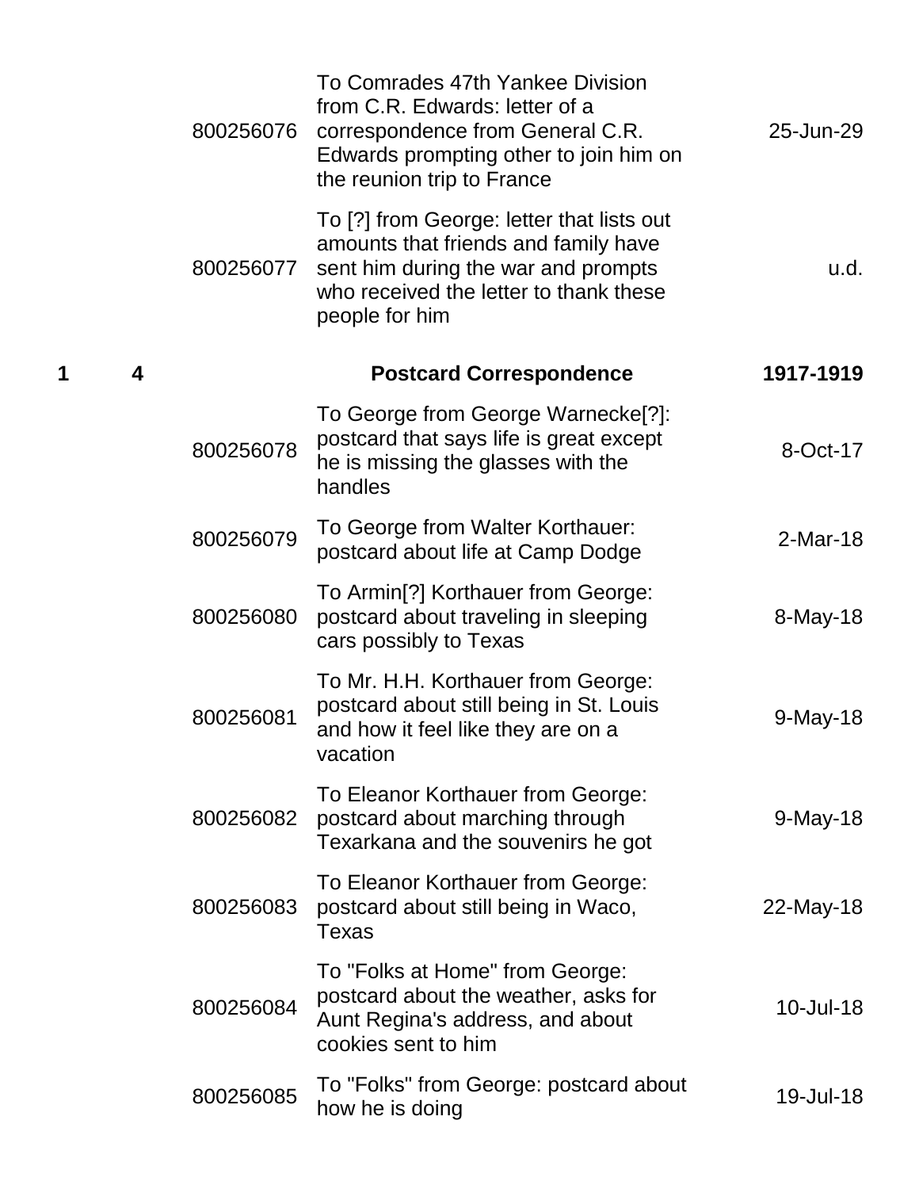| | | | | |
|---|---|---|---|---|
| | | 800256076 | To Comrades 47th Yankee Division from C.R. Edwards: letter of a correspondence from General C.R. Edwards prompting other to join him on the reunion trip to France | 25-Jun-29 |
| | | 800256077 | To [?] from George: letter that lists out amounts that friends and family have sent him during the war and prompts who received the letter to thank these people for him | u.d. |
| **1** | **4** | | **Postcard Correspondence** | **1917-1919** |
| | | 800256078 | To George from George Warnecke[?]: postcard that says life is great except he is missing the glasses with the handles | 8-Oct-17 |
| | | 800256079 | To George from Walter Korthauer: postcard about life at Camp Dodge | 2-Mar-18 |
| | | 800256080 | To Armin[?] Korthauer from George: postcard about traveling in sleeping cars possibly to Texas | 8-May-18 |
| | | 800256081 | To Mr. H.H. Korthauer from George: postcard about still being in St. Louis and how it feel like they are on a vacation | 9-May-18 |
| | | 800256082 | To Eleanor Korthauer from George: postcard about marching through Texarkana and the souvenirs he got | 9-May-18 |
| | | 800256083 | To Eleanor Korthauer from George: postcard about still being in Waco, Texas | 22-May-18 |
| | | 800256084 | To "Folks at Home" from George: postcard about the weather, asks for Aunt Regina's address, and about cookies sent to him | 10-Jul-18 |
| | | 800256085 | To "Folks" from George: postcard about how he is doing | 19-Jul-18 |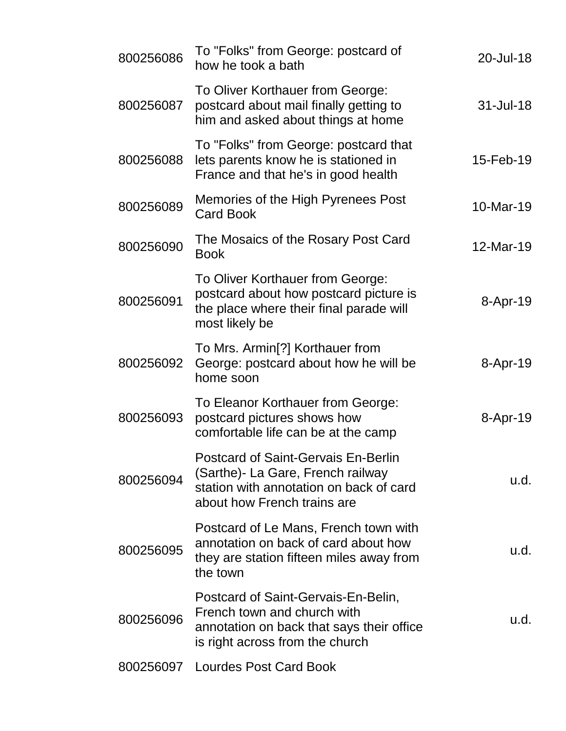| | | |
|---|---|---|
| 800256086 | To "Folks" from George: postcard of how he took a bath | 20-Jul-18 |
| 800256087 | To Oliver Korthauer from George: postcard about mail finally getting to him and asked about things at home | 31-Jul-18 |
| 800256088 | To "Folks" from George: postcard that lets parents know he is stationed in France and that he's in good health | 15-Feb-19 |
| 800256089 | Memories of the High Pyrenees Post Card Book | 10-Mar-19 |
| 800256090 | The Mosaics of the Rosary Post Card Book | 12-Mar-19 |
| 800256091 | To Oliver Korthauer from George: postcard about how postcard picture is the place where their final parade will most likely be | 8-Apr-19 |
| 800256092 | To Mrs. Armin[?] Korthauer from George: postcard about how he will be home soon | 8-Apr-19 |
| 800256093 | To Eleanor Korthauer from George: postcard pictures shows how comfortable life can be at the camp | 8-Apr-19 |
| 800256094 | Postcard of Saint-Gervais En-Berlin (Sarthe)- La Gare, French railway station with annotation on back of card about how French trains are | u.d. |
| 800256095 | Postcard of Le Mans, French town with annotation on back of card about how they are station fifteen miles away from the town | u.d. |
| 800256096 | Postcard of Saint-Gervais-En-Belin, French town and church with annotation on back that says their office is right across from the church | u.d. |
| 800256097 | Lourdes Post Card Book | |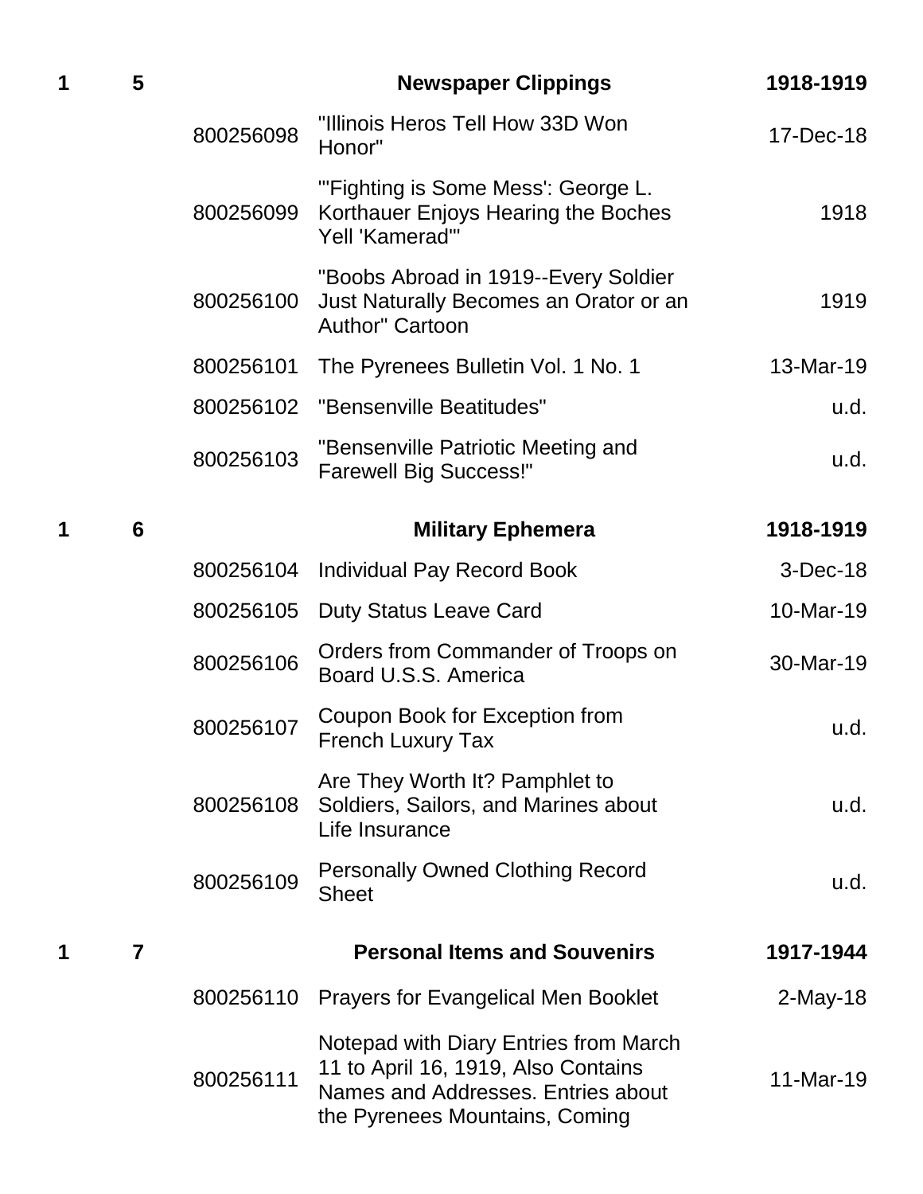| Box | Folder | ID | Title | Date |
|---|---|---|---|---|
| 1 | 5 | | **Newspaper Clippings** | **1918-1919** |
| | | 800256098 | "Illinois Heros Tell How 33D Won Honor" | 17-Dec-18 |
| | | 800256099 | "'Fighting is Some Mess': George L. Korthauer Enjoys Hearing the Boches Yell 'Kamerad'" | 1918 |
| | | 800256100 | "Boobs Abroad in 1919--Every Soldier Just Naturally Becomes an Orator or an Author" Cartoon | 1919 |
| | | 800256101 | The Pyrenees Bulletin Vol. 1 No. 1 | 13-Mar-19 |
| | | 800256102 | "Bensenville Beatitudes" | u.d. |
| | | 800256103 | "Bensenville Patriotic Meeting and Farewell Big Success!" | u.d. |
| 1 | 6 | | **Military Ephemera** | **1918-1919** |
| | | 800256104 | Individual Pay Record Book | 3-Dec-18 |
| | | 800256105 | Duty Status Leave Card | 10-Mar-19 |
| | | 800256106 | Orders from Commander of Troops on Board U.S.S. America | 30-Mar-19 |
| | | 800256107 | Coupon Book for Exception from French Luxury Tax | u.d. |
| | | 800256108 | Are They Worth It? Pamphlet to Soldiers, Sailors, and Marines about Life Insurance | u.d. |
| | | 800256109 | Personally Owned Clothing Record Sheet | u.d. |
| 1 | 7 | | **Personal Items and Souvenirs** | **1917-1944** |
| | | 800256110 | Prayers for Evangelical Men Booklet | 2-May-18 |
| | | 800256111 | Notepad with Diary Entries from March 11 to April 16, 1919, Also Contains Names and Addresses. Entries about the Pyrenees Mountains, Coming | 11-Mar-19 |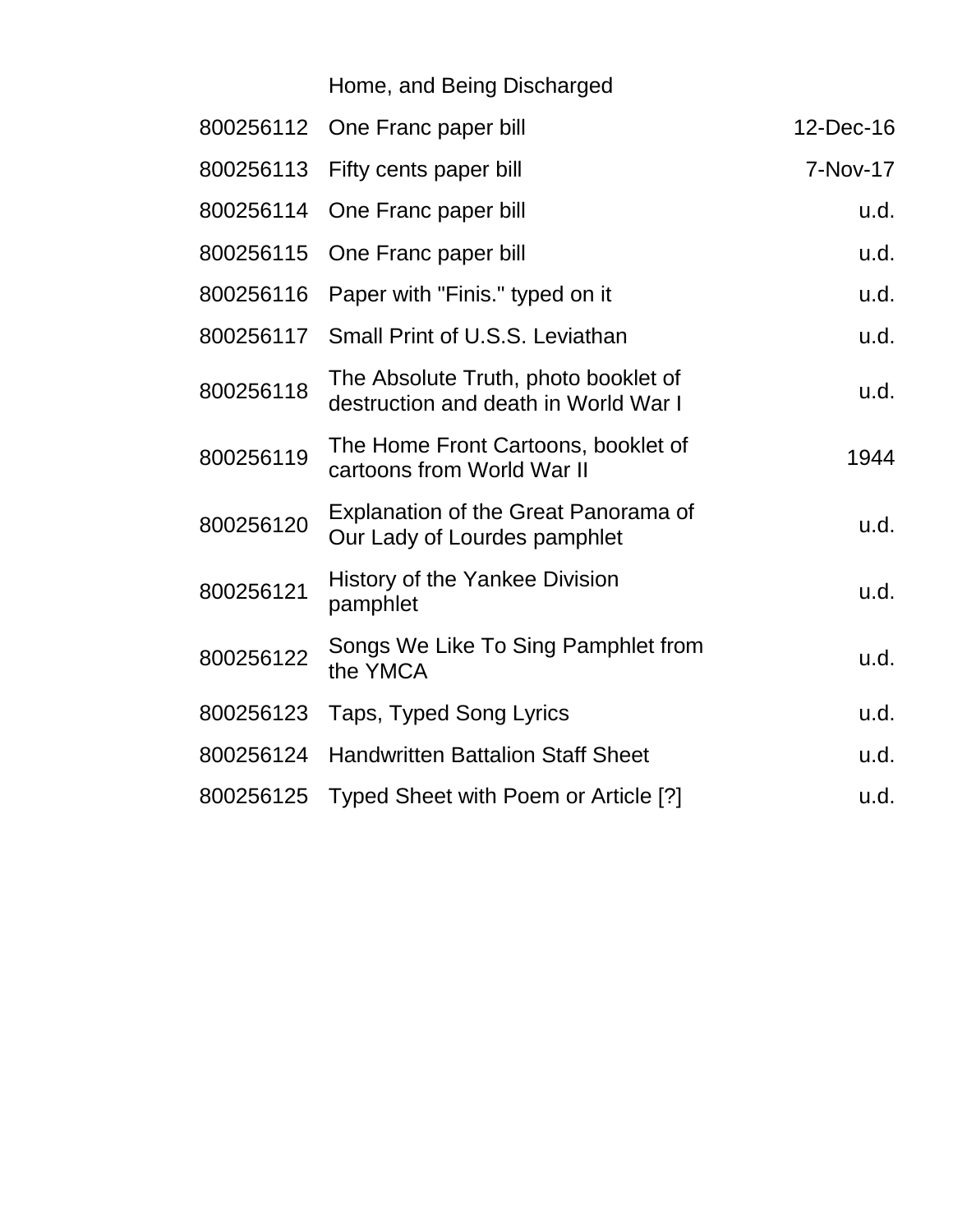| | | |
|---|---|---|
| | Home, and Being Discharged | |
| 800256112 | One Franc paper bill | 12-Dec-16 |
| 800256113 | Fifty cents paper bill | 7-Nov-17 |
| 800256114 | One Franc paper bill | u.d. |
| 800256115 | One Franc paper bill | u.d. |
| 800256116 | Paper with "Finis." typed on it | u.d. |
| 800256117 | Small Print of U.S.S. Leviathan | u.d. |
| 800256118 | The Absolute Truth, photo booklet of destruction and death in World War I | u.d. |
| 800256119 | The Home Front Cartoons, booklet of cartoons from World War II | 1944 |
| 800256120 | Explanation of the Great Panorama of Our Lady of Lourdes pamphlet | u.d. |
| 800256121 | History of the Yankee Division pamphlet | u.d. |
| 800256122 | Songs We Like To Sing Pamphlet from the YMCA | u.d. |
| 800256123 | Taps, Typed Song Lyrics | u.d. |
| 800256124 | Handwritten Battalion Staff Sheet | u.d. |
| 800256125 | Typed Sheet with Poem or Article [?] | u.d. |